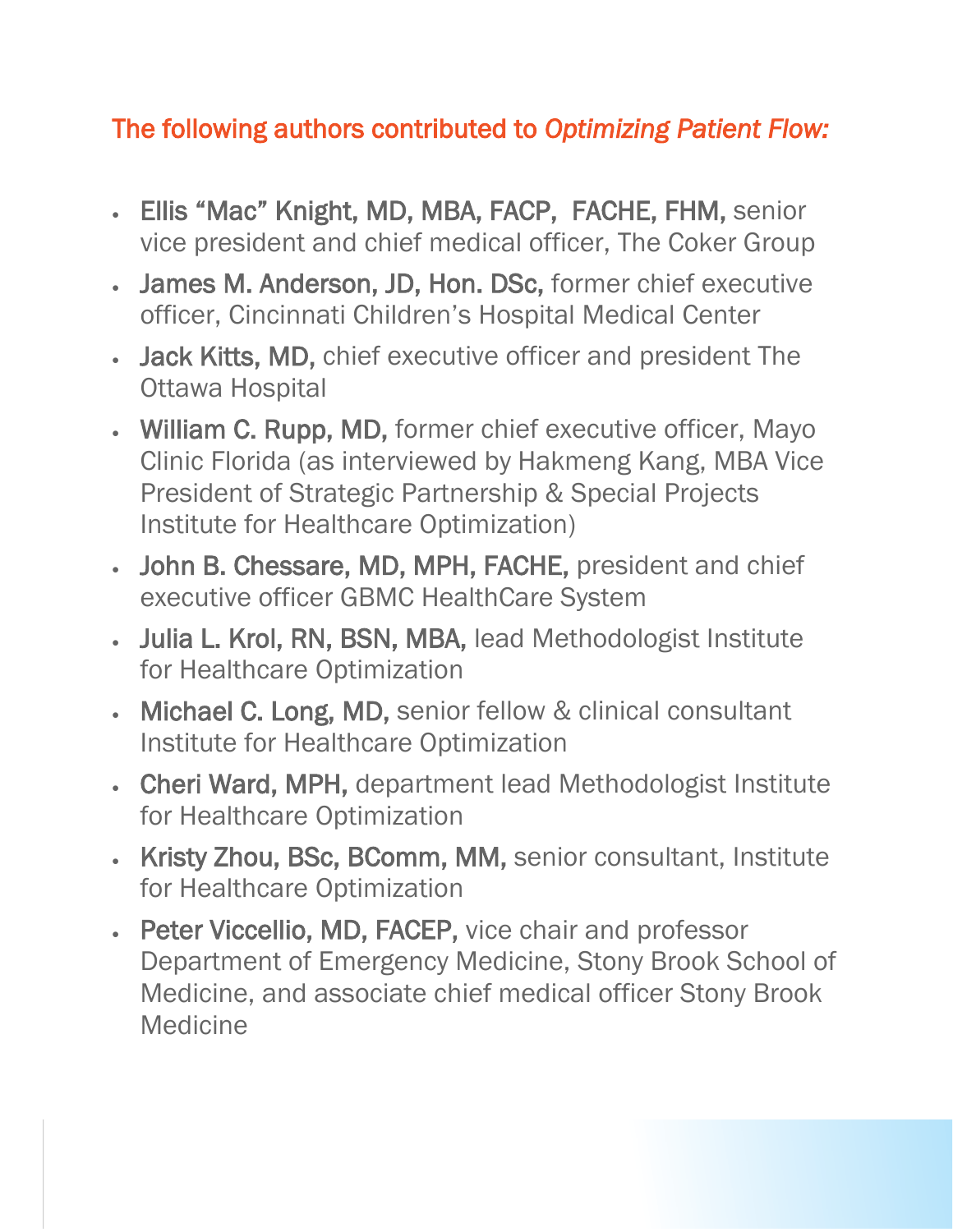The following authors contributed to *Optimizing Patient Flow:*

- **Ellis "Mac" Knight, MD, MBA, FACP, FACHE, FHM,** senior vice president and chief medical officer, The Coker Group
- **James M. Anderson, JD, Hon. DSc,** former chief executive officer, Cincinnati Children's Hospital Medical Center
- **Jack Kitts, MD,** chief executive officer and president The Ottawa Hospital
- **William C. Rupp, MD,** former chief executive officer, Mayo Clinic Florida (as interviewed by Hakmeng Kang, MBA Vice President of Strategic Partnership & Special Projects Institute for Healthcare Optimization)
- **John B. Chessare, MD, MPH, FACHE,** president and chief executive officer GBMC HealthCare System
- **Julia L. Krol, RN, BSN, MBA,** lead Methodologist Institute for Healthcare Optimization
- **Michael C. Long, MD,** senior fellow & clinical consultant Institute for Healthcare Optimization
- **Cheri Ward, MPH,** department lead Methodologist Institute for Healthcare Optimization
- **Kristy Zhou, BSc, BComm, MM,** senior consultant, Institute for Healthcare Optimization
- **Peter Viccellio, MD, FACEP,** vice chair and professor Department of Emergency Medicine, Stony Brook School of Medicine, and associate chief medical officer Stony Brook Medicine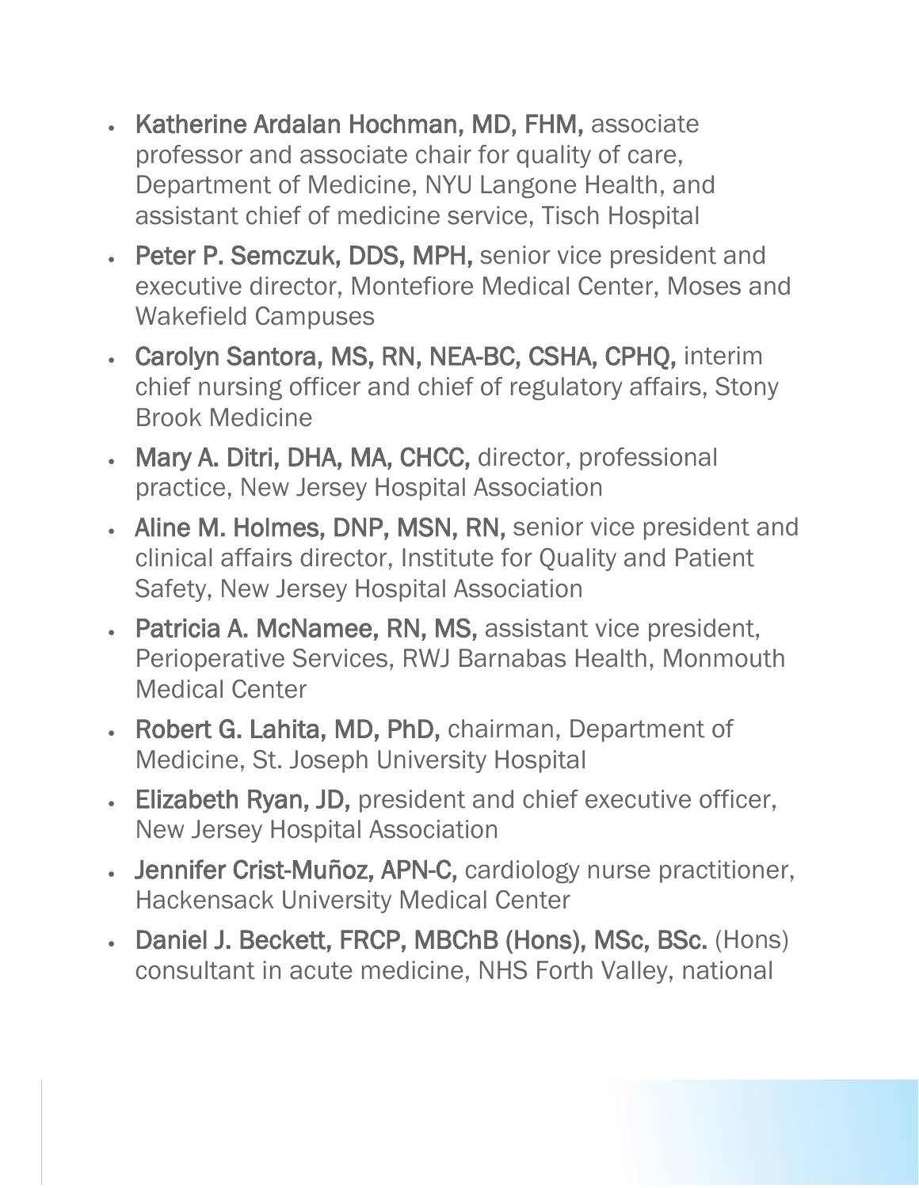- **Katherine Ardalan Hochman, MD, FHM,** associate professor and associate chair for quality of care, Department of Medicine, NYU Langone Health, and assistant chief of medicine service, Tisch Hospital
- **Peter P. Semczuk, DDS, MPH,** senior vice president and executive director, Montefiore Medical Center, Moses and Wakefield Campuses
- **Carolyn Santora, MS, RN, NEA-BC, CSHA, CPHQ,** interim chief nursing officer and chief of regulatory affairs, Stony Brook Medicine
- **Mary A. Ditri, DHA, MA, CHCC,** director, professional practice, New Jersey Hospital Association
- **Aline M. Holmes, DNP, MSN, RN,** senior vice president and clinical affairs director, Institute for Quality and Patient Safety, New Jersey Hospital Association
- **Patricia A. McNamee, RN, MS,** assistant vice president, Perioperative Services, RWJ Barnabas Health, Monmouth Medical Center
- **Robert G. Lahita, MD, PhD,** chairman, Department of Medicine, St. Joseph University Hospital
- **Elizabeth Ryan, JD,** president and chief executive officer, New Jersey Hospital Association
- **Jennifer Crist-Muñoz, APN-C,** cardiology nurse practitioner, Hackensack University Medical Center
- **Daniel J. Beckett, FRCP, MBChB (Hons), MSc, BSc.** (Hons) consultant in acute medicine, NHS Forth Valley, national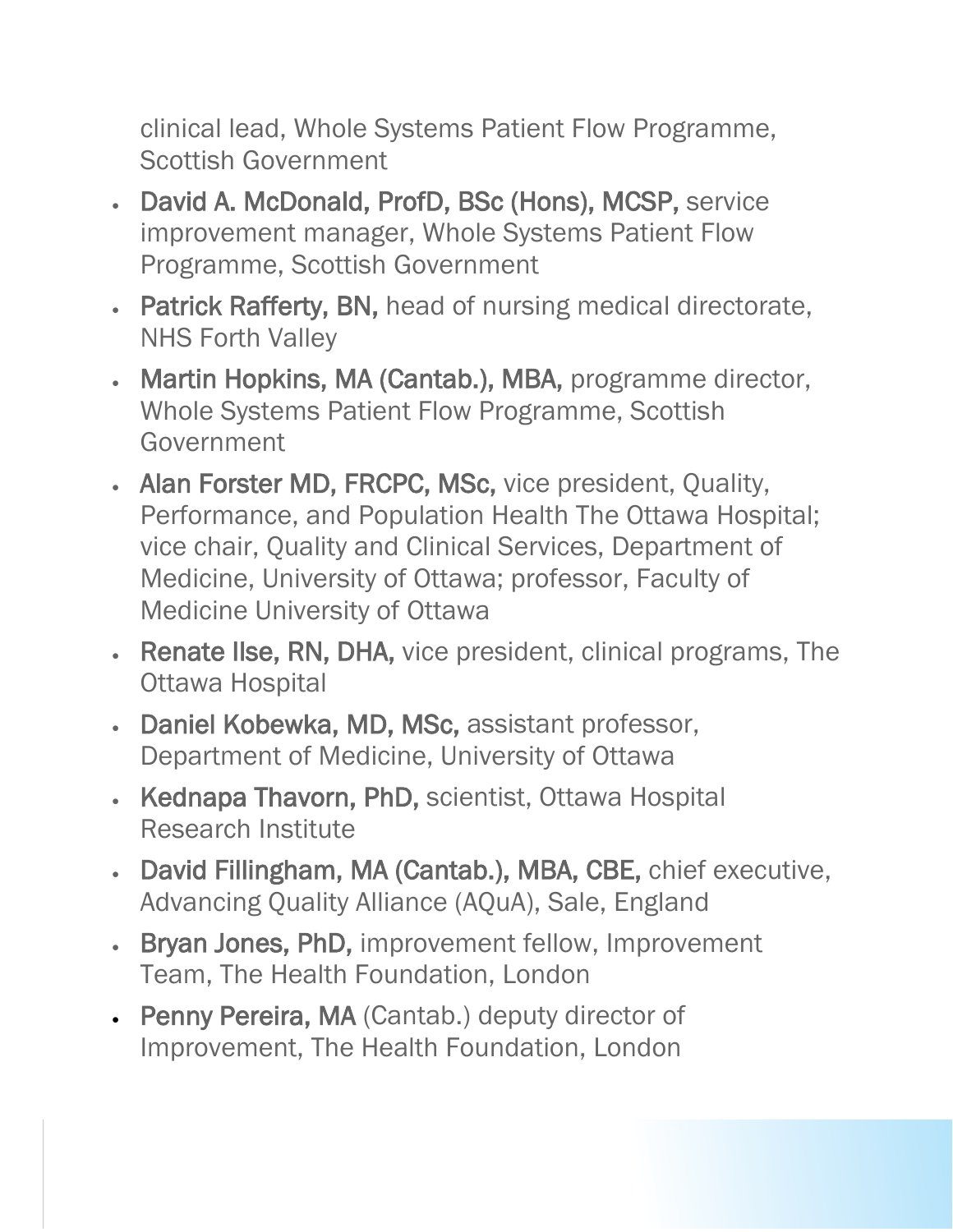clinical lead, Whole Systems Patient Flow Programme, Scottish Government

- **David A. McDonald, ProfD, BSc (Hons), MCSP,** service improvement manager, Whole Systems Patient Flow Programme, Scottish Government
- **Patrick Rafferty, BN,** head of nursing medical directorate, NHS Forth Valley
- **Martin Hopkins, MA (Cantab.), MBA,** programme director, Whole Systems Patient Flow Programme, Scottish Government
- **Alan Forster MD, FRCPC, MSc,** vice president, Quality, Performance, and Population Health The Ottawa Hospital; vice chair, Quality and Clinical Services, Department of Medicine, University of Ottawa; professor, Faculty of Medicine University of Ottawa
- **Renate Ilse, RN, DHA,** vice president, clinical programs, The Ottawa Hospital
- **Daniel Kobewka, MD, MSc,** assistant professor, Department of Medicine, University of Ottawa
- **Kednapa Thavorn, PhD,** scientist, Ottawa Hospital Research Institute
- **David Fillingham, MA (Cantab.), MBA, CBE,** chief executive, Advancing Quality Alliance (AQuA), Sale, England
- **Bryan Jones, PhD,** improvement fellow, Improvement Team, The Health Foundation, London
- **Penny Pereira, MA** (Cantab.) deputy director of Improvement, The Health Foundation, London